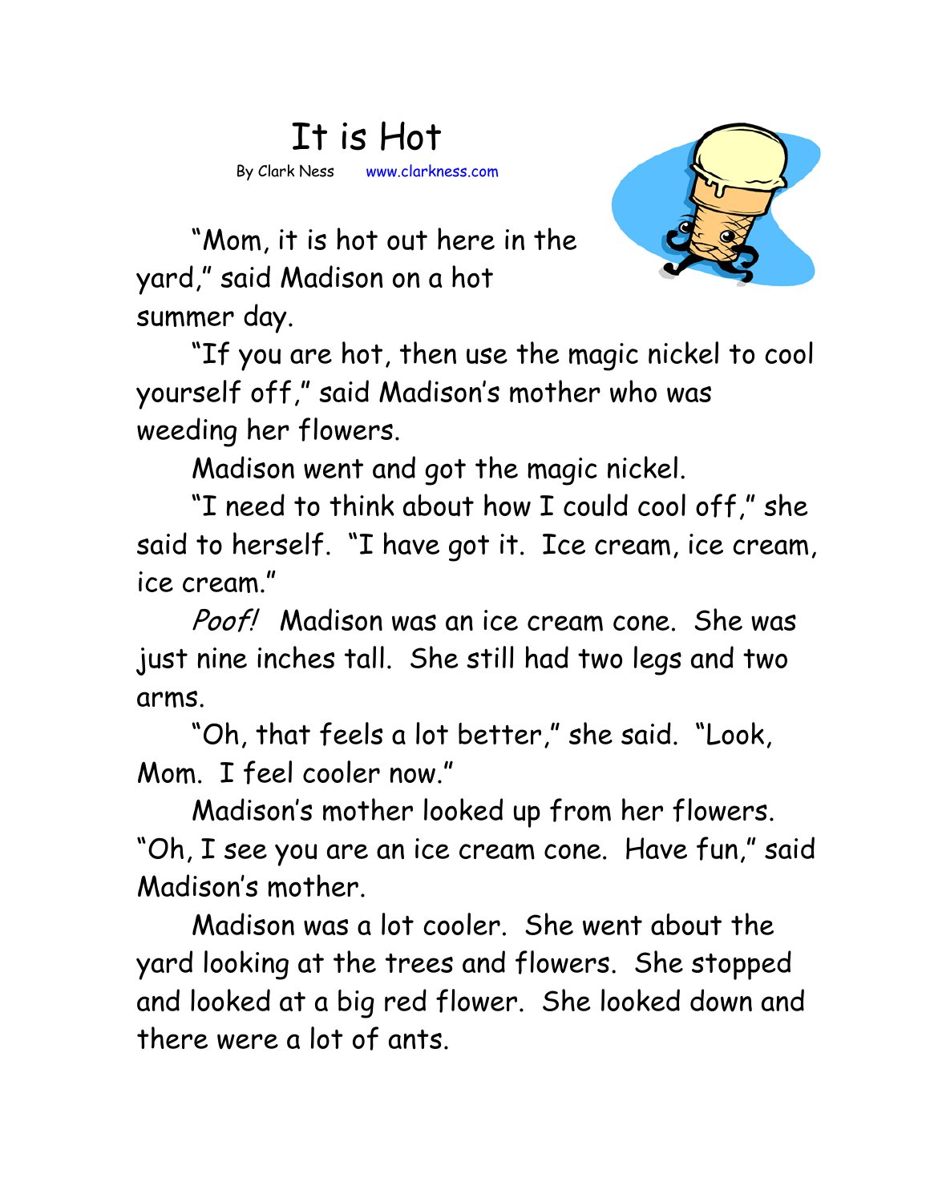# It is Hot

By Clark Ness www.clarkness.com

"Mom, it is hot out here in the yard," said Madison on a hot summer day.

"If you are hot, then use the magic nickel to cool yourself off," said Madison's mother who was weeding her flowers.

Madison went and got the magic nickel.

"I need to think about how I could cool off," she said to herself. "I have got it. Ice cream, ice cream, ice cream."

*Poof!* Madison was an ice cream cone. She was just nine inches tall. She still had two legs and two arms.

"Oh, that feels a lot better," she said. "Look, Mom. I feel cooler now."

Madison's mother looked up from her flowers. "Oh, I see you are an ice cream cone. Have fun," said Madison's mother.

Madison was a lot cooler. She went about the yard looking at the trees and flowers. She stopped and looked at a big red flower. She looked down and there were a lot of ants.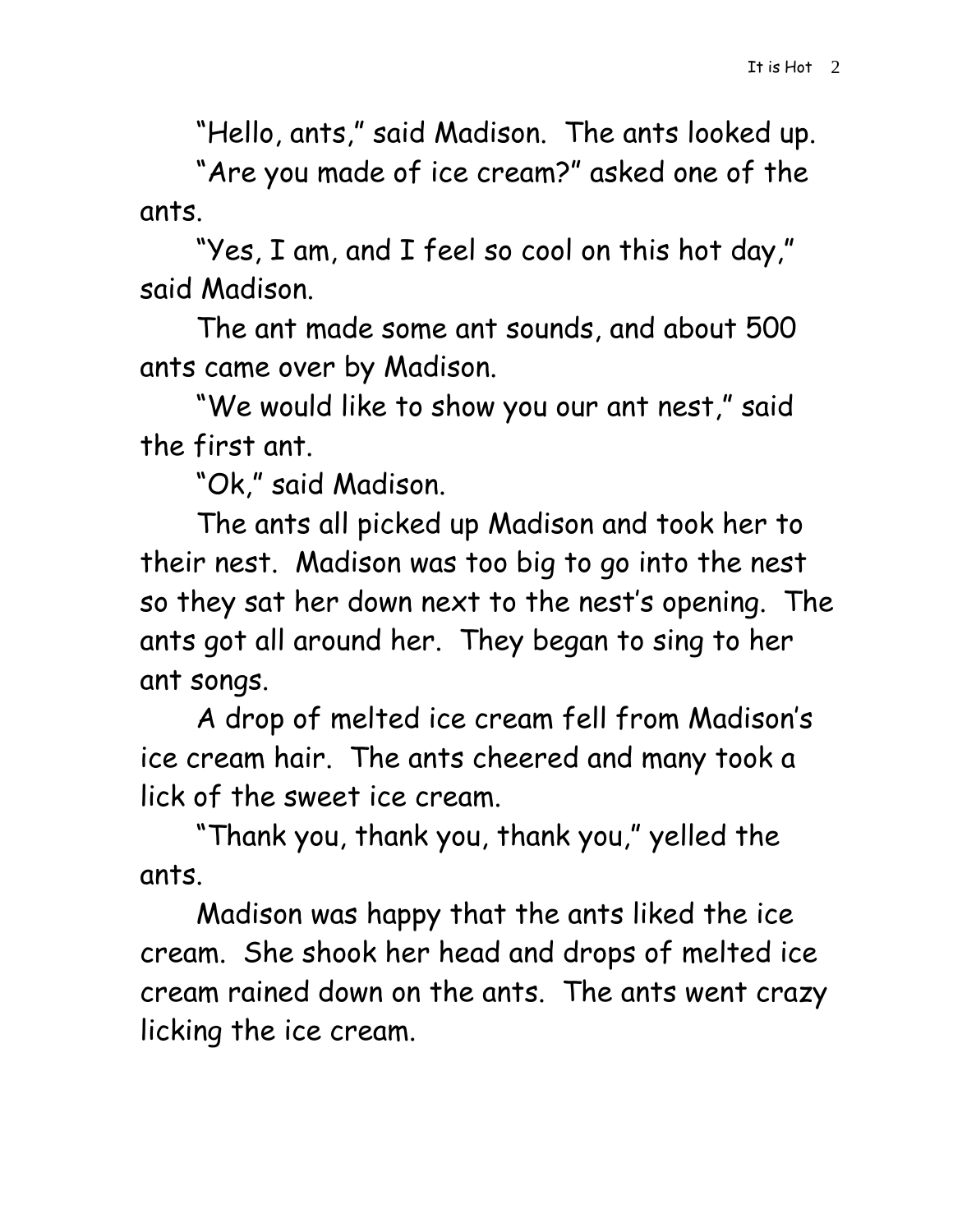"Hello, ants," said Madison. The ants looked up.

"Are you made of ice cream?" asked one of the ants.

"Yes, I am, and I feel so cool on this hot day," said Madison.

The ant made some ant sounds, and about 500 ants came over by Madison.

"We would like to show you our ant nest," said the first ant.

"Ok," said Madison.

The ants all picked up Madison and took her to their nest. Madison was too big to go into the nest so they sat her down next to the nest's opening. The ants got all around her. They began to sing to her ant songs.

A drop of melted ice cream fell from Madison's ice cream hair. The ants cheered and many took a lick of the sweet ice cream.

"Thank you, thank you, thank you," yelled the ants.

Madison was happy that the ants liked the ice cream. She shook her head and drops of melted ice cream rained down on the ants. The ants went crazy licking the ice cream.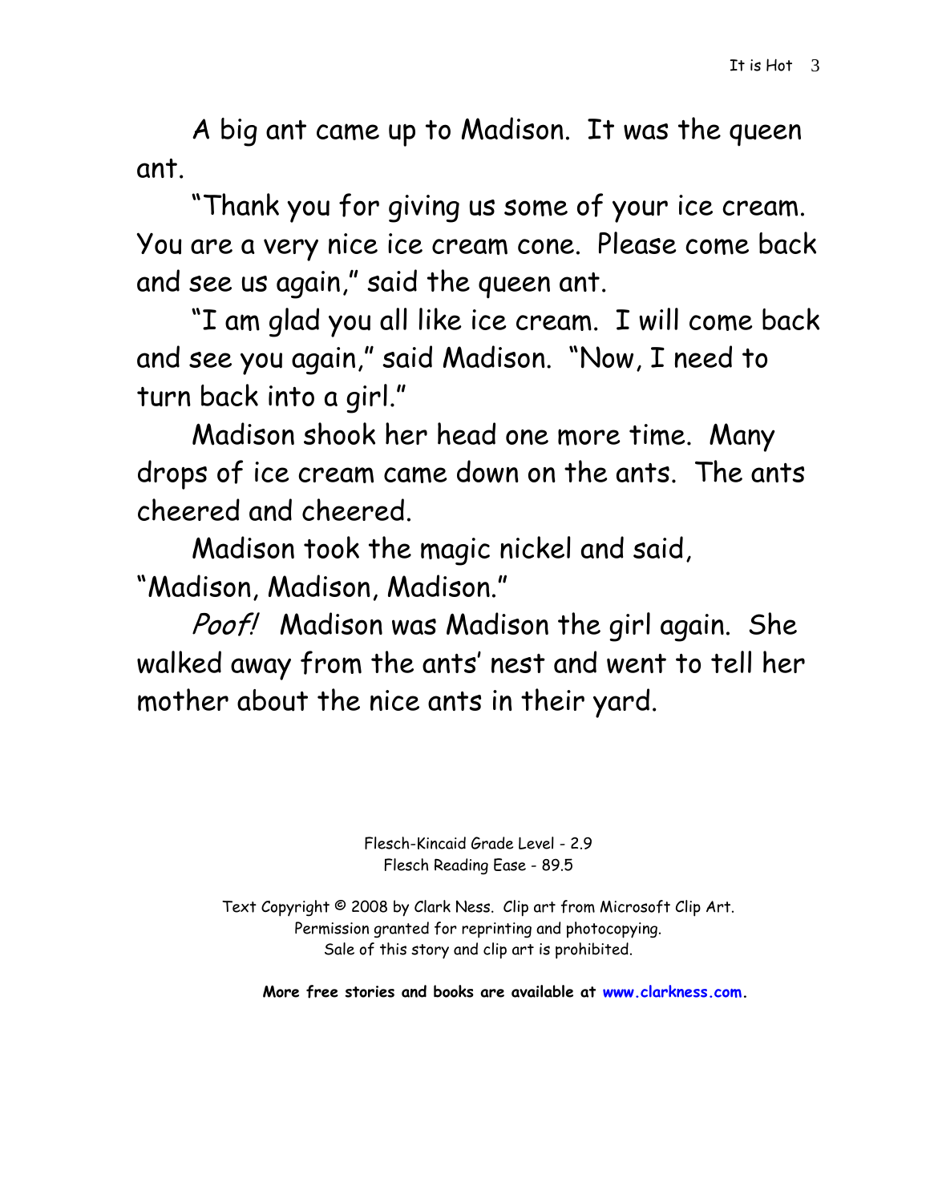A big ant came up to Madison. It was the queen ant.

"Thank you for giving us some of your ice cream. You are a very nice ice cream cone. Please come back and see us again," said the queen ant.

"I am glad you all like ice cream. I will come back and see you again," said Madison. "Now, I need to turn back into a girl."

Madison shook her head one more time. Many drops of ice cream came down on the ants. The ants cheered and cheered.

Madison took the magic nickel and said, "Madison, Madison, Madison."

*Poof!* Madison was Madison the girl again. She walked away from the ants' nest and went to tell her mother about the nice ants in their yard.

Flesch-Kincaid Grade Level - 2.9
Flesch Reading Ease - 89.5

Text Copyright © 2008 by Clark Ness. Clip art from Microsoft Clip Art.
Permission granted for reprinting and photocopying.
Sale of this story and clip art is prohibited.

**More free stories and books are available at www.clarkness.com.**